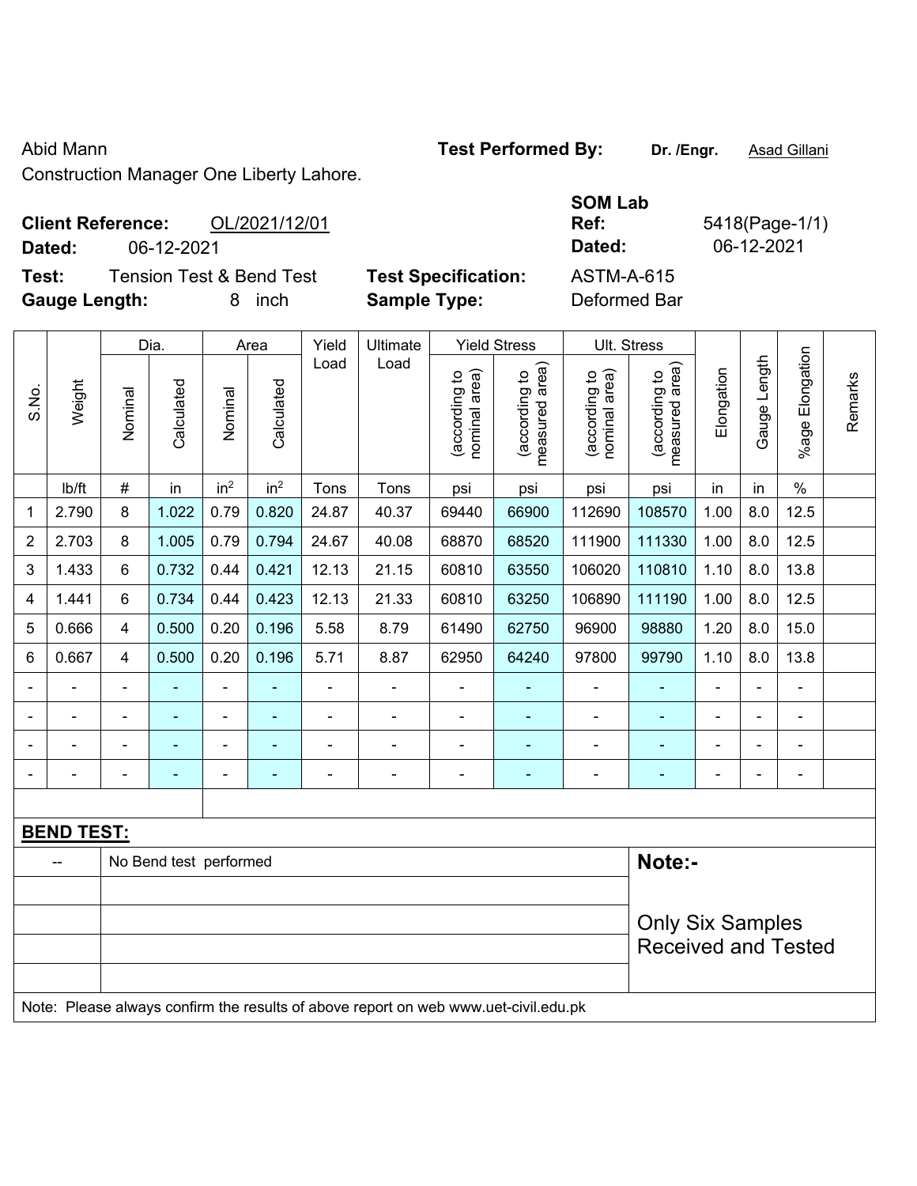Abid Mann

Construction Manager One Liberty Lahore.

**Test Performed By:** **Dr. /Engr.** Asad Gillani

**Client Reference:** OL/2021/12/01

**Dated:** 06-12-2021

**SOM Lab Ref:** 5418(Page-1/1)

**Dated:** 06-12-2021

**Test:** Tension Test & Bend Test

**Test Specification:** ASTM-A-615

**Gauge Length:** 8 inch

**Sample Type:** Deformed Bar

| S.No. | Weight | Dia. | | Area | | Yield Load | Ultimate Load | Yield Stress | | Ult. Stress | | Elongation | Gauge Length | %age Elongation | Remarks |
|---|---|---|---|---|---|---|---|---|---|---|---|---|---|---|---|
| | | Nominal | Calculated | Nominal | Calculated | | | (according to nominal area) | (according to measured area) | (according to nominal area) | (according to measured area) | | | | |
| | lb/ft | # | in | $in^2$ | $in^2$ | Tons | Tons | psi | psi | psi | psi | in | in | % | |
| 1 | 2.790 | 8 | 1.022 | 0.79 | 0.820 | 24.87 | 40.37 | 69440 | 66900 | 112690 | 108570 | 1.00 | 8.0 | 12.5 | |
| 2 | 2.703 | 8 | 1.005 | 0.79 | 0.794 | 24.67 | 40.08 | 68870 | 68520 | 111900 | 111330 | 1.00 | 8.0 | 12.5 | |
| 3 | 1.433 | 6 | 0.732 | 0.44 | 0.421 | 12.13 | 21.15 | 60810 | 63550 | 106020 | 110810 | 1.10 | 8.0 | 13.8 | |
| 4 | 1.441 | 6 | 0.734 | 0.44 | 0.423 | 12.13 | 21.33 | 60810 | 63250 | 106890 | 111190 | 1.00 | 8.0 | 12.5 | |
| 5 | 0.666 | 4 | 0.500 | 0.20 | 0.196 | 5.58 | 8.79 | 61490 | 62750 | 96900 | 98880 | 1.20 | 8.0 | 15.0 | |
| 6 | 0.667 | 4 | 0.500 | 0.20 | 0.196 | 5.71 | 8.87 | 62950 | 64240 | 97800 | 99790 | 1.10 | 8.0 | 13.8 | |
| - | - | - | - | - | - | - | - | - | - | - | - | - | - | - | |
| - | - | - | - | - | - | - | - | - | - | - | - | - | - | - | |
| - | - | - | - | - | - | - | - | - | - | - | - | - | - | - | |
| - | - | - | - | - | - | - | - | - | - | - | - | - | - | - | |

**BEND TEST:**

| -- | No Bend test performed |
|---|---|

**Note:-**

Only Six Samples Received and Tested

Note: Please always confirm the results of above report on web www.uet-civil.edu.pk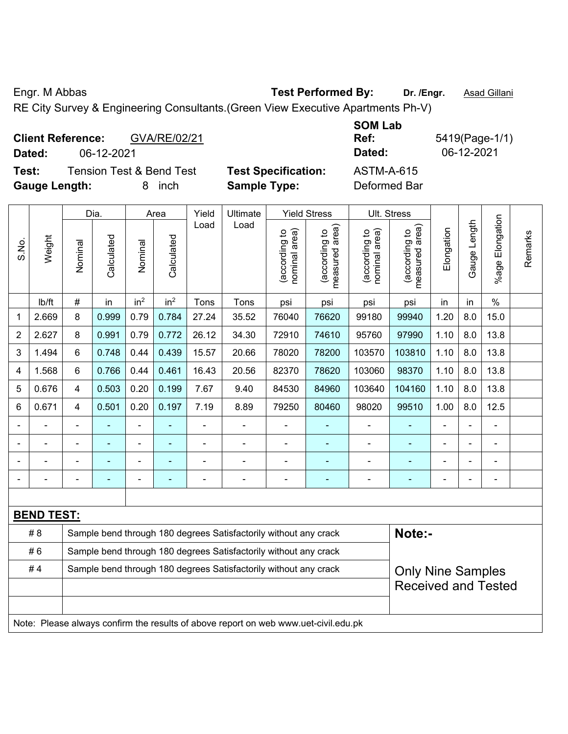Engr. M Abbas **Test Performed By:** **Dr. /Engr.** Asad Gillani

RE City Survey & Engineering Consultants.(Green View Executive Apartments Ph-V)

**Client Reference:** GVA/RE/02/21 **SOM Lab Ref:** 5419(Page-1/1)

**Dated:** 06-12-2021 **Dated:** 06-12-2021

**Test:** Tension Test & Bend Test **Test Specification:** ASTM-A-615

**Gauge Length:** 8 inch **Sample Type:** Deformed Bar

| S.No. | Weight | Dia. | | Area | | Yield Load | Ultimate Load | Yield Stress | | Ult. Stress | | Elongation | Gauge Length | %age Elongation | Remarks |
|---|---|---|---|---|---|---|---|---|---|---|---|---|---|---|---|
| | | Nominal | Calculated | Nominal | Calculated | | | (according to nominal area) | (according to measured area) | (according to nominal area) | (according to measured area) | | | | |
| | lb/ft | # | in | $in^2$ | $in^2$ | Tons | Tons | psi | psi | psi | psi | in | in | % | |
| 1 | 2.669 | 8 | 0.999 | 0.79 | 0.784 | 27.24 | 35.52 | 76040 | 76620 | 99180 | 99940 | 1.20 | 8.0 | 15.0 | |
| 2 | 2.627 | 8 | 0.991 | 0.79 | 0.772 | 26.12 | 34.30 | 72910 | 74610 | 95760 | 97990 | 1.10 | 8.0 | 13.8 | |
| 3 | 1.494 | 6 | 0.748 | 0.44 | 0.439 | 15.57 | 20.66 | 78020 | 78200 | 103570 | 103810 | 1.10 | 8.0 | 13.8 | |
| 4 | 1.568 | 6 | 0.766 | 0.44 | 0.461 | 16.43 | 20.56 | 82370 | 78620 | 103060 | 98370 | 1.10 | 8.0 | 13.8 | |
| 5 | 0.676 | 4 | 0.503 | 0.20 | 0.199 | 7.67 | 9.40 | 84530 | 84960 | 103640 | 104160 | 1.10 | 8.0 | 13.8 | |
| 6 | 0.671 | 4 | 0.501 | 0.20 | 0.197 | 7.19 | 8.89 | 79250 | 80460 | 98020 | 99510 | 1.00 | 8.0 | 12.5 | |
| - | - | - | - | - | - | - | - | - | - | - | - | - | - | - | |
| - | - | - | - | - | - | - | - | - | - | - | - | - | - | - | |
| - | - | - | - | - | - | - | - | - | - | - | - | - | - | - | |
| - | - | - | - | - | - | - | - | - | - | - | - | - | - | - | |

**BEND TEST:**

| | | |
|---|---|---|
| # 8 | Sample bend through 180 degrees Satisfactorily without any crack | **Note:-** |
| # 6 | Sample bend through 180 degrees Satisfactorily without any crack | |
| # 4 | Sample bend through 180 degrees Satisfactorily without any crack | Only Nine Samples Received and Tested |

Note: Please always confirm the results of above report on web www.uet-civil.edu.pk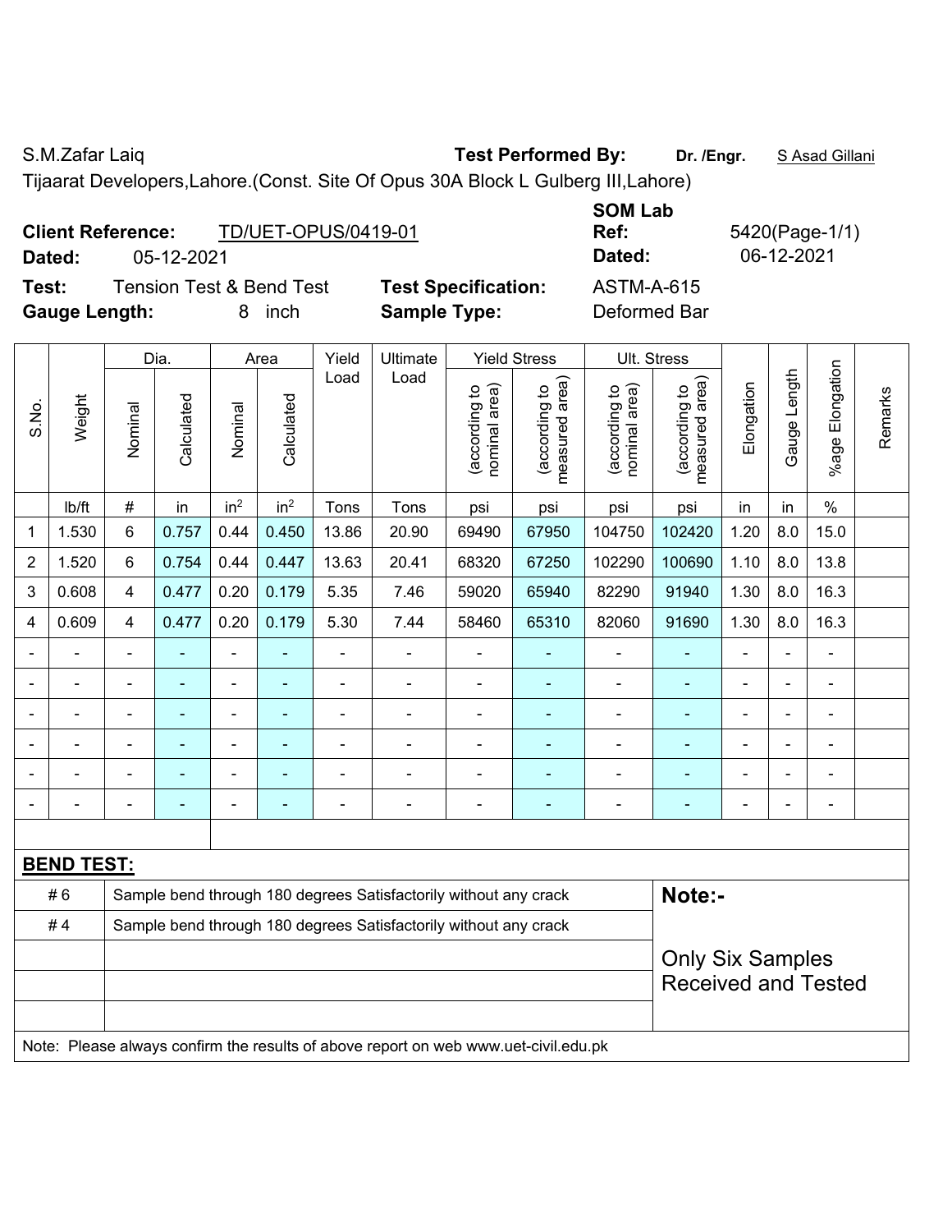S.M.Zafar Laiq **Test Performed By:** **Dr. /Engr.** S Asad Gillani

Tijaarat Developers,Lahore.(Const. Site Of Opus 30A Block L Gulberg III,Lahore)

**Client Reference:** TD/UET-OPUS/0419-01 **SOM Lab Ref:** 5420(Page-1/1)

**Dated:** 05-12-2021 **Dated:** 06-12-2021

**Test:** Tension Test & Bend Test **Test Specification:** ASTM-A-615

**Gauge Length:** 8 inch **Sample Type:** Deformed Bar

| S.No. | Weight | Dia. | | Area | | Yield Load | Ultimate Load | Yield Stress | | Ult. Stress | | Elongation | Gauge Length | %age Elongation | Remarks |
|---|---|---|---|---|---|---|---|---|---|---|---|---|---|---|---|
| | | Nominal | Calculated | Nominal | Calculated | | | (according to nominal area) | (according to measured area) | (according to nominal area) | (according to measured area) | | | | |
| | lb/ft | # | in | in$^2$ | in$^2$ | Tons | Tons | psi | psi | psi | psi | in | in | % | |
| 1 | 1.530 | 6 | 0.757 | 0.44 | 0.450 | 13.86 | 20.90 | 69490 | 67950 | 104750 | 102420 | 1.20 | 8.0 | 15.0 | |
| 2 | 1.520 | 6 | 0.754 | 0.44 | 0.447 | 13.63 | 20.41 | 68320 | 67250 | 102290 | 100690 | 1.10 | 8.0 | 13.8 | |
| 3 | 0.608 | 4 | 0.477 | 0.20 | 0.179 | 5.35 | 7.46 | 59020 | 65940 | 82290 | 91940 | 1.30 | 8.0 | 16.3 | |
| 4 | 0.609 | 4 | 0.477 | 0.20 | 0.179 | 5.30 | 7.44 | 58460 | 65310 | 82060 | 91690 | 1.30 | 8.0 | 16.3 | |
| - | - | - | - | - | - | - | - | - | - | - | - | - | - | - | |
| - | - | - | - | - | - | - | - | - | - | - | - | - | - | - | |
| - | - | - | - | - | - | - | - | - | - | - | - | - | - | - | |
| - | - | - | - | - | - | - | - | - | - | - | - | - | - | - | |
| - | - | - | - | - | - | - | - | - | - | - | - | - | - | - | |
| - | - | - | - | - | - | - | - | - | - | - | - | - | - | - | |

**BEND TEST:**

| | | |
|---|---|---|
| # 6 | Sample bend through 180 degrees Satisfactorily without any crack | **Note:-** |
| # 4 | Sample bend through 180 degrees Satisfactorily without any crack | Only Six Samples Received and Tested |

Note: Please always confirm the results of above report on web www.uet-civil.edu.pk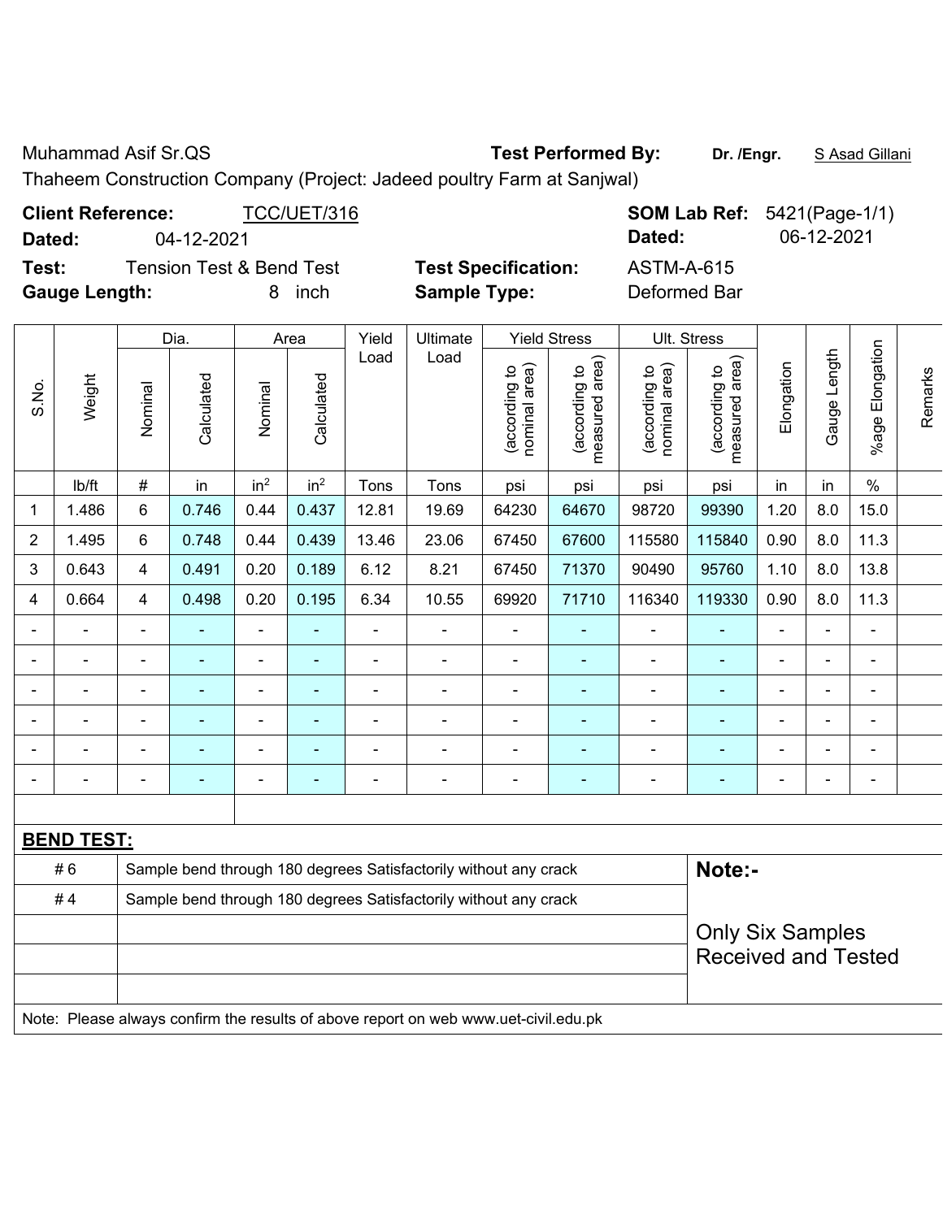Muhammad Asif Sr.QS

**Test Performed By:** **Dr. /Engr.** S Asad Gillani

Thaheem Construction Company (Project: Jadeed poultry Farm at Sanjwal)

**Client Reference:** TCC/UET/316

**SOM Lab Ref:** 5421(Page-1/1)

**Dated:** 04-12-2021

**Dated:** 06-12-2021

**Test:** Tension Test & Bend Test

**Test Specification:** ASTM-A-615

**Gauge Length:** 8 inch

**Sample Type:** Deformed Bar

| S.No. | Weight | Dia. | | Area | | Yield Load | Ultimate Load | Yield Stress | | Ult. Stress | | Elongation | Gauge Length | %age Elongation | Remarks |
|---|---|---|---|---|---|---|---|---|---|---|---|---|---|---|---|
| | | Nominal | Calculated | Nominal | Calculated | | | (according to nominal area) | (according to measured area) | (according to nominal area) | (according to measured area) | | | | |
| | lb/ft | # | in | $in^2$ | $in^2$ | Tons | Tons | psi | psi | psi | psi | in | in | % | |
| 1 | 1.486 | 6 | 0.746 | 0.44 | 0.437 | 12.81 | 19.69 | 64230 | 64670 | 98720 | 99390 | 1.20 | 8.0 | 15.0 | |
| 2 | 1.495 | 6 | 0.748 | 0.44 | 0.439 | 13.46 | 23.06 | 67450 | 67600 | 115580 | 115840 | 0.90 | 8.0 | 11.3 | |
| 3 | 0.643 | 4 | 0.491 | 0.20 | 0.189 | 6.12 | 8.21 | 67450 | 71370 | 90490 | 95760 | 1.10 | 8.0 | 13.8 | |
| 4 | 0.664 | 4 | 0.498 | 0.20 | 0.195 | 6.34 | 10.55 | 69920 | 71710 | 116340 | 119330 | 0.90 | 8.0 | 11.3 | |
| - | - | - | - | - | - | - | - | - | - | - | - | - | - | - | |
| - | - | - | - | - | - | - | - | - | - | - | - | - | - | - | |
| - | - | - | - | - | - | - | - | - | - | - | - | - | - | - | |
| - | - | - | - | - | - | - | - | - | - | - | - | - | - | - | |
| - | - | - | - | - | - | - | - | - | - | - | - | - | - | - | |
| - | - | - | - | - | - | - | - | - | - | - | - | - | - | - | |

**BEND TEST:**

| | | |
|---|---|---|
| # 6 | Sample bend through 180 degrees Satisfactorily without any crack | **Note:-** |
| # 4 | Sample bend through 180 degrees Satisfactorily without any crack | Only Six Samples Received and Tested |
| | | |
| | | |
| | | |

Note: Please always confirm the results of above report on web www.uet-civil.edu.pk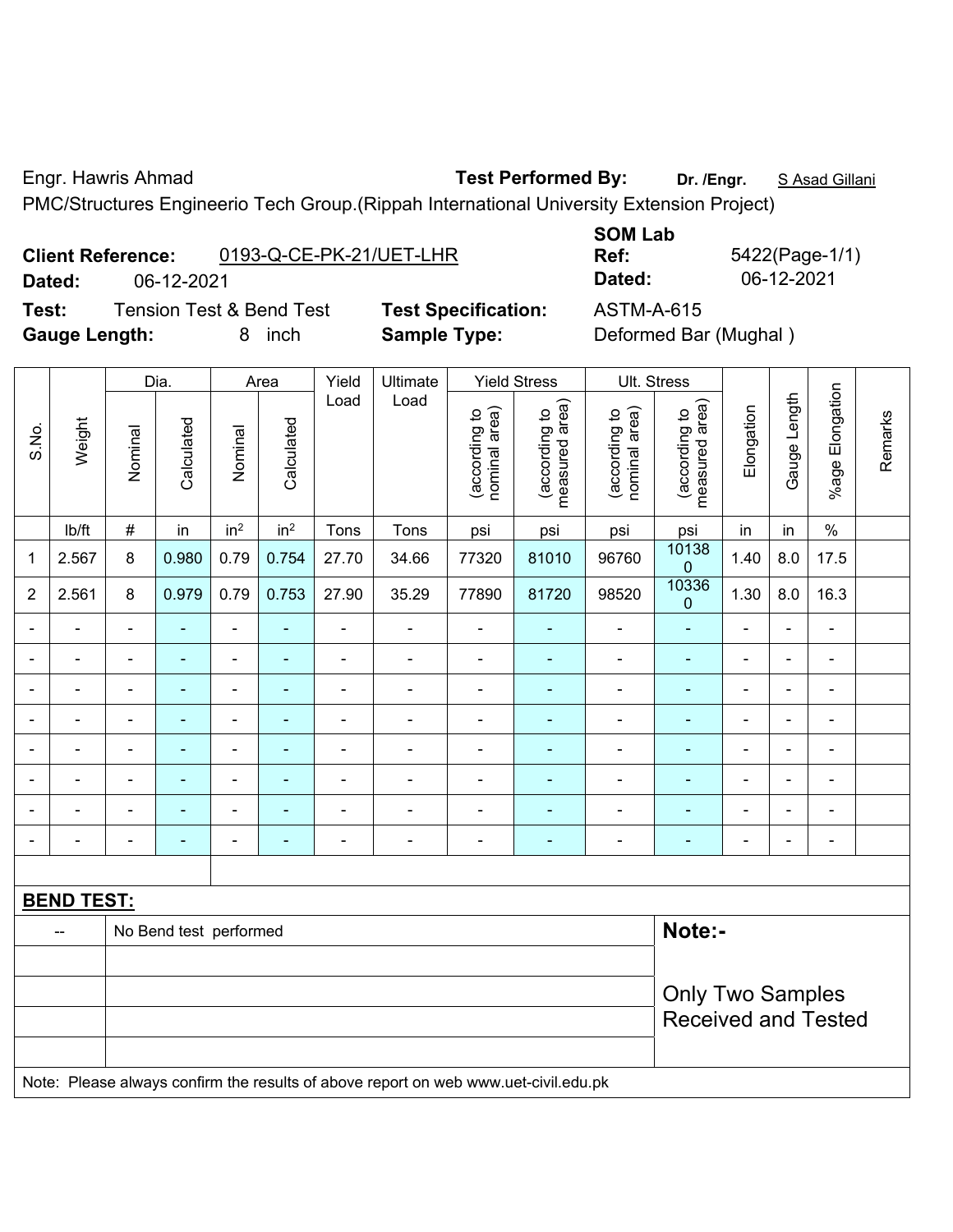Engr. Hawris Ahmad **Test Performed By:** **Dr. /Engr.** S Asad Gillani

PMC/Structures Engineerio Tech Group.(Rippah International University Extension Project)

**Client Reference:** 0193-Q-CE-PK-21/UET-LHR **SOM Lab Ref:** 5422(Page-1/1)

**Dated:** 06-12-2021 **Dated:** 06-12-2021

**Test:** Tension Test & Bend Test **Test Specification:** ASTM-A-615

**Gauge Length:** 8 inch **Sample Type:** Deformed Bar (Mughal )

| S.No. | Weight | Dia. | | Area | | Yield Load | Ultimate Load | Yield Stress | | Ult. Stress | | Elongation | Gauge Length | %age Elongation | Remarks |
|---|---|---|---|---|---|---|---|---|---|---|---|---|---|---|---|
| | | Nominal | Calculated | Nominal | Calculated | | | (according to nominal area) | (according to measured area) | (according to nominal area) | (according to measured area) | | | | |
| | lb/ft | # | in | in$^2$ | in$^2$ | Tons | Tons | psi | psi | psi | psi | in | in | % | |
| 1 | 2.567 | 8 | 0.980 | 0.79 | 0.754 | 27.70 | 34.66 | 77320 | 81010 | 96760 | 101380 | 1.40 | 8.0 | 17.5 | |
| 2 | 2.561 | 8 | 0.979 | 0.79 | 0.753 | 27.90 | 35.29 | 77890 | 81720 | 98520 | 103360 | 1.30 | 8.0 | 16.3 | |
| - | - | - | - | - | - | - | - | - | - | - | - | - | - | - | |
| - | - | - | - | - | - | - | - | - | - | - | - | - | - | - | |
| - | - | - | - | - | - | - | - | - | - | - | - | - | - | - | |
| - | - | - | - | - | - | - | - | - | - | - | - | - | - | - | |
| - | - | - | - | - | - | - | - | - | - | - | - | - | - | - | |
| - | - | - | - | - | - | - | - | - | - | - | - | - | - | - | |
| - | - | - | - | - | - | - | - | - | - | - | - | - | - | - | |
| - | - | - | - | - | - | - | - | - | - | - | - | - | - | - | |

**BEND TEST:**

| | | |
|---|---|---|
| -- | No Bend test performed | **Note:-** |
| | | Only Two Samples Received and Tested |

Note: Please always confirm the results of above report on web www.uet-civil.edu.pk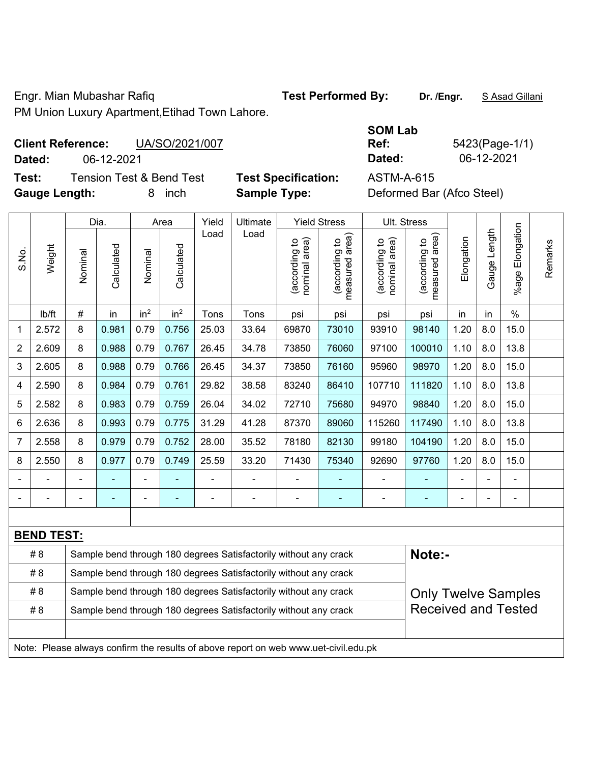Engr. Mian Mubashar Rafiq

PM Union Luxury Apartment,Etihad Town Lahore.

**Test Performed By:** **Dr. /Engr.** S Asad Gillani

**Client Reference:** UA/SO/2021/007

**Dated:** 06-12-2021

**SOM Lab Ref:** 5423(Page-1/1)

**Dated:** 06-12-2021

**Test:** Tension Test & Bend Test

**Test Specification:** ASTM-A-615

**Gauge Length:** 8 inch

**Sample Type:** Deformed Bar (Afco Steel)

| S.No. | Weight | Dia. | | Area | | Yield Load | Ultimate Load | Yield Stress | | Ult. Stress | | Elongation | Gauge Length | %age Elongation | Remarks |
|---|---|---|---|---|---|---|---|---|---|---|---|---|---|---|---|
| | | Nominal | Calculated | Nominal | Calculated | | | (according to nominal area) | (according to measured area) | (according to nominal area) | (according to measured area) | | | | |
| | lb/ft | # | in | $in^2$ | $in^2$ | Tons | Tons | psi | psi | psi | psi | in | in | % | |
| 1 | 2.572 | 8 | 0.981 | 0.79 | 0.756 | 25.03 | 33.64 | 69870 | 73010 | 93910 | 98140 | 1.20 | 8.0 | 15.0 | |
| 2 | 2.609 | 8 | 0.988 | 0.79 | 0.767 | 26.45 | 34.78 | 73850 | 76060 | 97100 | 100010 | 1.10 | 8.0 | 13.8 | |
| 3 | 2.605 | 8 | 0.988 | 0.79 | 0.766 | 26.45 | 34.37 | 73850 | 76160 | 95960 | 98970 | 1.20 | 8.0 | 15.0 | |
| 4 | 2.590 | 8 | 0.984 | 0.79 | 0.761 | 29.82 | 38.58 | 83240 | 86410 | 107710 | 111820 | 1.10 | 8.0 | 13.8 | |
| 5 | 2.582 | 8 | 0.983 | 0.79 | 0.759 | 26.04 | 34.02 | 72710 | 75680 | 94970 | 98840 | 1.20 | 8.0 | 15.0 | |
| 6 | 2.636 | 8 | 0.993 | 0.79 | 0.775 | 31.29 | 41.28 | 87370 | 89060 | 115260 | 117490 | 1.10 | 8.0 | 13.8 | |
| 7 | 2.558 | 8 | 0.979 | 0.79 | 0.752 | 28.00 | 35.52 | 78180 | 82130 | 99180 | 104190 | 1.20 | 8.0 | 15.0 | |
| 8 | 2.550 | 8 | 0.977 | 0.79 | 0.749 | 25.59 | 33.20 | 71430 | 75340 | 92690 | 97760 | 1.20 | 8.0 | 15.0 | |
| - | - | - | - | - | - | - | - | - | - | - | - | - | - | - | |
| - | - | - | - | - | - | - | - | - | - | - | - | - | - | - | |

**BEND TEST:**

| | |
|---|---|
| # 8 | Sample bend through 180 degrees Satisfactorily without any crack |
| # 8 | Sample bend through 180 degrees Satisfactorily without any crack |
| # 8 | Sample bend through 180 degrees Satisfactorily without any crack |
| # 8 | Sample bend through 180 degrees Satisfactorily without any crack |

**Note:-**

Only Twelve Samples Received and Tested

Note: Please always confirm the results of above report on web www.uet-civil.edu.pk